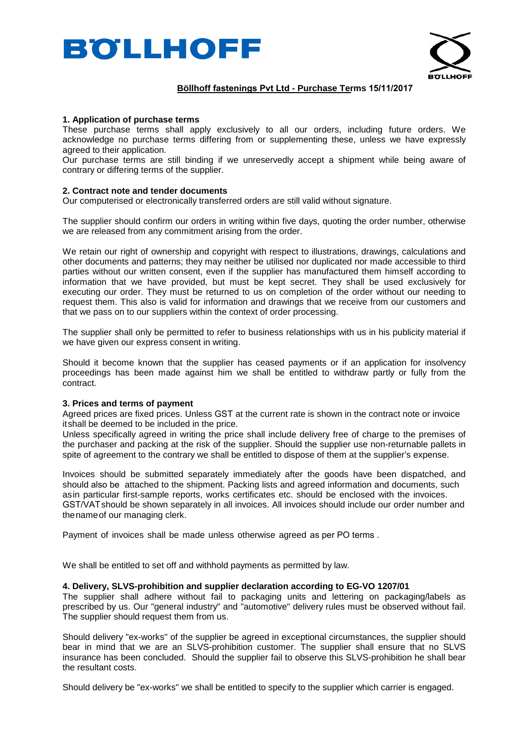# BÖLLHOFF

**Böllhoff fastenings Pvt Ltd - Purchase Terms 15/11/2017**

**1. Application of purchase terms**

These purchase terms shall apply exclusively to all our orders, including future orders. We acknowledge no purchase terms differing from or supplementing these, unless we have expressly agreed to their application.

Our purchase terms are still binding if we unreservedly accept a shipment while being aware of contrary or differing terms of the supplier.

**2. Contract note and tender documents**

Our computerised or electronically transferred orders are still valid without signature.

The supplier should confirm our orders in writing within five days, quoting the order number, otherwise we are released from any commitment arising from the order.

We retain our right of ownership and copyright with respect to illustrations, drawings, calculations and other documents and patterns; they may neither be utilised nor duplicated nor made accessible to third parties without our written consent, even if the supplier has manufactured them himself according to information that we have provided, but must be kept secret. They shall be used exclusively for executing our order. They must be returned to us on completion of the order without our needing to request them. This also is valid for information and drawings that we receive from our customers and that we pass on to our suppliers within the context of order processing.

The supplier shall only be permitted to refer to business relationships with us in his publicity material if we have given our express consent in writing.

Should it become known that the supplier has ceased payments or if an application for insolvency proceedings has been made against him we shall be entitled to withdraw partly or fully from the contract.

**3. Prices and terms of payment**

Agreed prices are fixed prices. Unless GST at the current rate is shown in the contract note or invoice it shall be deemed to be included in the price.

Unless specifically agreed in writing the price shall include delivery free of charge to the premises of the purchaser and packing at the risk of the supplier. Should the supplier use non-returnable pallets in spite of agreement to the contrary we shall be entitled to dispose of them at the supplier's expense.

Invoices should be submitted separately immediately after the goods have been dispatched, and should also be attached to the shipment. Packing lists and agreed information and documents, such as in particular first-sample reports, works certificates etc. should be enclosed with the invoices. GST/VAT should be shown separately in all invoices. All invoices should include our order number and the name of our managing clerk.

Payment of invoices shall be made unless otherwise agreed as per PO terms .

We shall be entitled to set off and withhold payments as permitted by law.

**4. Delivery, SLVS-prohibition and supplier declaration according to EG-VO 1207/01**

The supplier shall adhere without fail to packaging units and lettering on packaging/labels as prescribed by us. Our "general industry" and "automotive" delivery rules must be observed without fail. The supplier should request them from us.

Should delivery "ex-works" of the supplier be agreed in exceptional circumstances, the supplier should bear in mind that we are an SLVS-prohibition customer. The supplier shall ensure that no SLVS insurance has been concluded. Should the supplier fail to observe this SLVS-prohibition he shall bear the resultant costs.

Should delivery be "ex-works" we shall be entitled to specify to the supplier which carrier is engaged.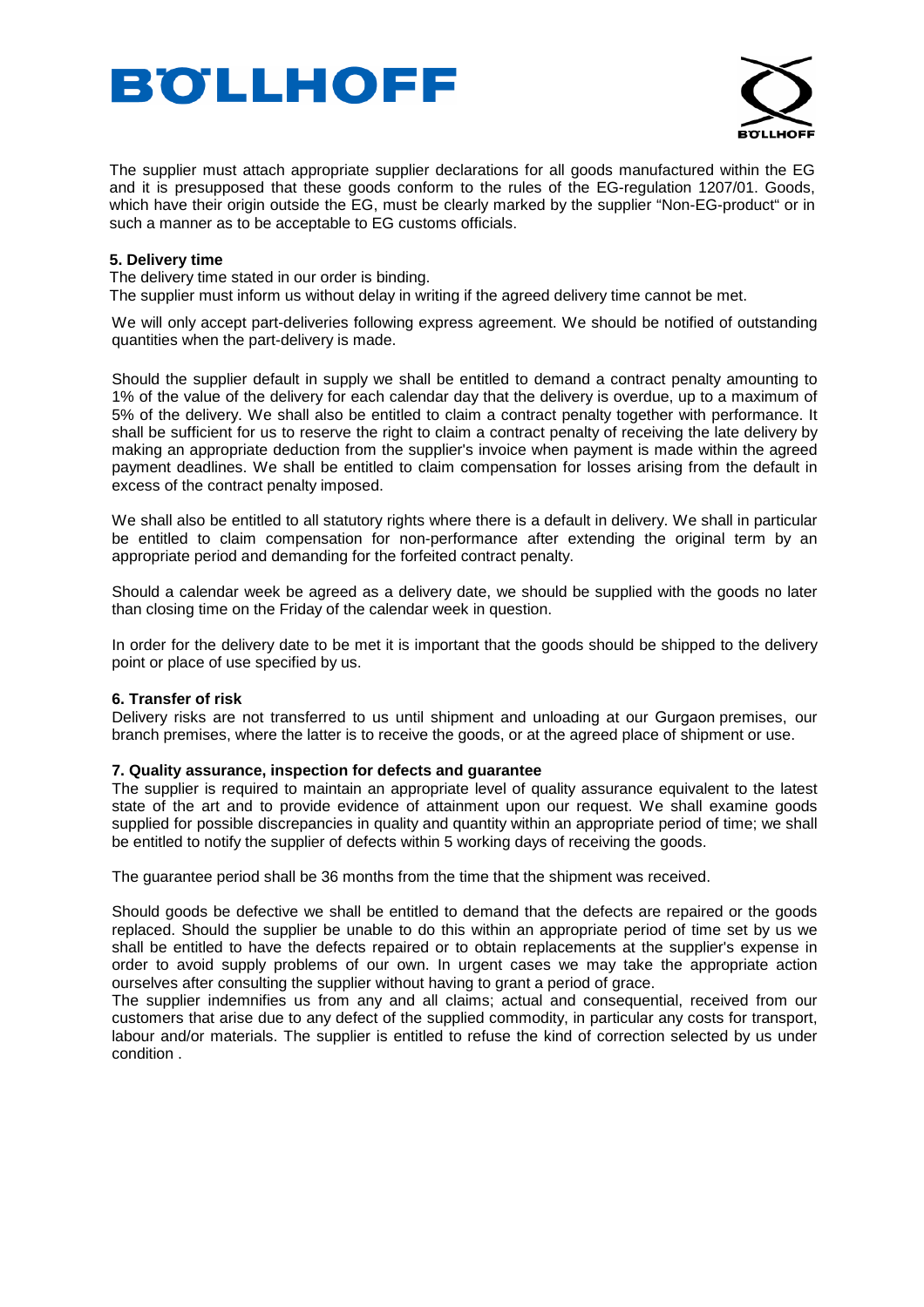The supplier must attach appropriate supplier declarations for all goods manufactured within the EG and it is presupposed that these goods conform to the rules of the EG-regulation 1207/01. Goods, which have their origin outside the EG, must be clearly marked by the supplier "Non-EG-product" or in such a manner as to be acceptable to EG customs officials.

**5. Delivery time**

The delivery time stated in our order is binding.
The supplier must inform us without delay in writing if the agreed delivery time cannot be met.

We will only accept part-deliveries following express agreement. We should be notified of outstanding quantities when the part-delivery is made.

Should the supplier default in supply we shall be entitled to demand a contract penalty amounting to 1% of the value of the delivery for each calendar day that the delivery is overdue, up to a maximum of 5% of the delivery. We shall also be entitled to claim a contract penalty together with performance. It shall be sufficient for us to reserve the right to claim a contract penalty of receiving the late delivery by making an appropriate deduction from the supplier's invoice when payment is made within the agreed payment deadlines. We shall be entitled to claim compensation for losses arising from the default in excess of the contract penalty imposed.

We shall also be entitled to all statutory rights where there is a default in delivery. We shall in particular be entitled to claim compensation for non-performance after extending the original term by an appropriate period and demanding for the forfeited contract penalty.

Should a calendar week be agreed as a delivery date, we should be supplied with the goods no later than closing time on the Friday of the calendar week in question.

In order for the delivery date to be met it is important that the goods should be shipped to the delivery point or place of use specified by us.

**6. Transfer of risk**

Delivery risks are not transferred to us until shipment and unloading at our Gurgaon premises, our branch premises, where the latter is to receive the goods, or at the agreed place of shipment or use.

**7. Quality assurance, inspection for defects and guarantee**

The supplier is required to maintain an appropriate level of quality assurance equivalent to the latest state of the art and to provide evidence of attainment upon our request. We shall examine goods supplied for possible discrepancies in quality and quantity within an appropriate period of time; we shall be entitled to notify the supplier of defects within 5 working days of receiving the goods.

The guarantee period shall be 36 months from the time that the shipment was received.

Should goods be defective we shall be entitled to demand that the defects are repaired or the goods replaced. Should the supplier be unable to do this within an appropriate period of time set by us we shall be entitled to have the defects repaired or to obtain replacements at the supplier's expense in order to avoid supply problems of our own. In urgent cases we may take the appropriate action ourselves after consulting the supplier without having to grant a period of grace.
The supplier indemnifies us from any and all claims; actual and consequential, received from our customers that arise due to any defect of the supplied commodity, in particular any costs for transport, labour and/or materials. The supplier is entitled to refuse the kind of correction selected by us under condition .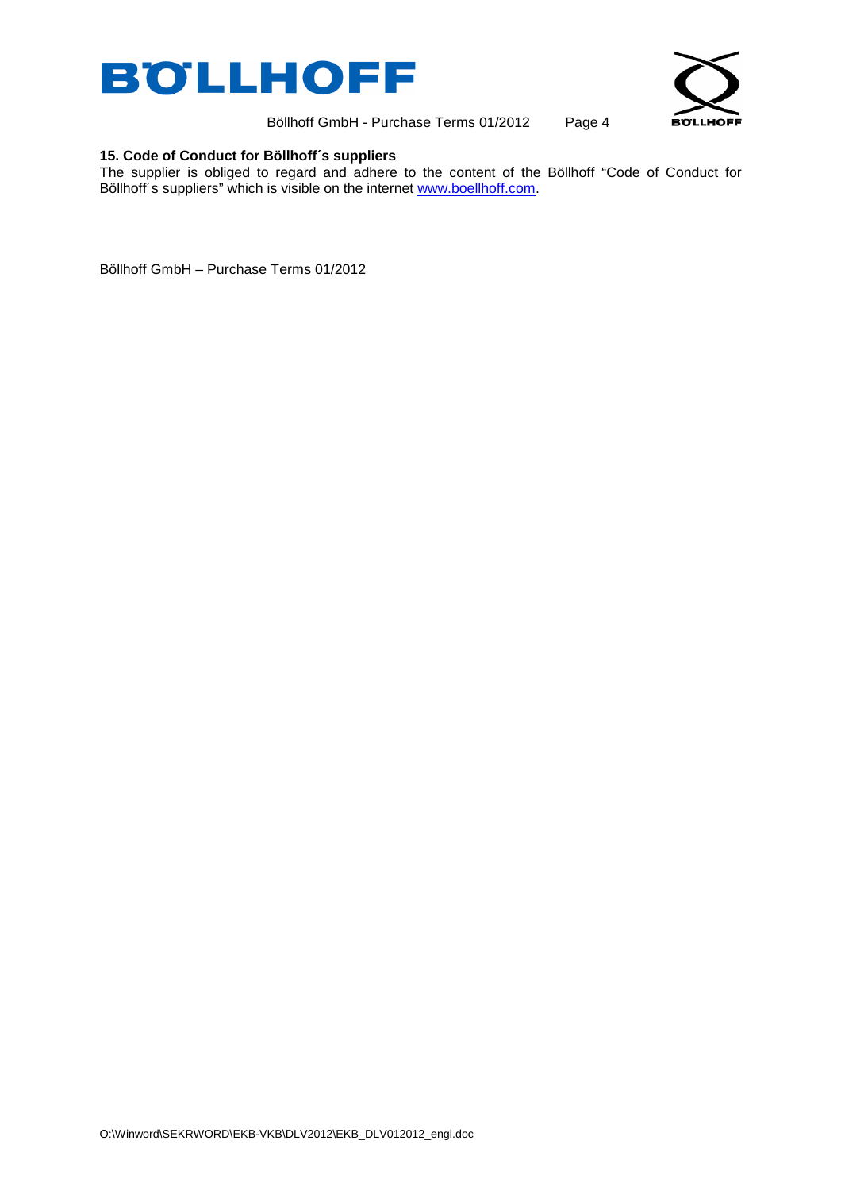**15. Code of Conduct for Böllhoff´s suppliers**

The supplier is obliged to regard and adhere to the content of the Böllhoff "Code of Conduct for Böllhoff´s suppliers" which is visible on the internet www.boellhoff.com.

Böllhoff GmbH – Purchase Terms 01/2012